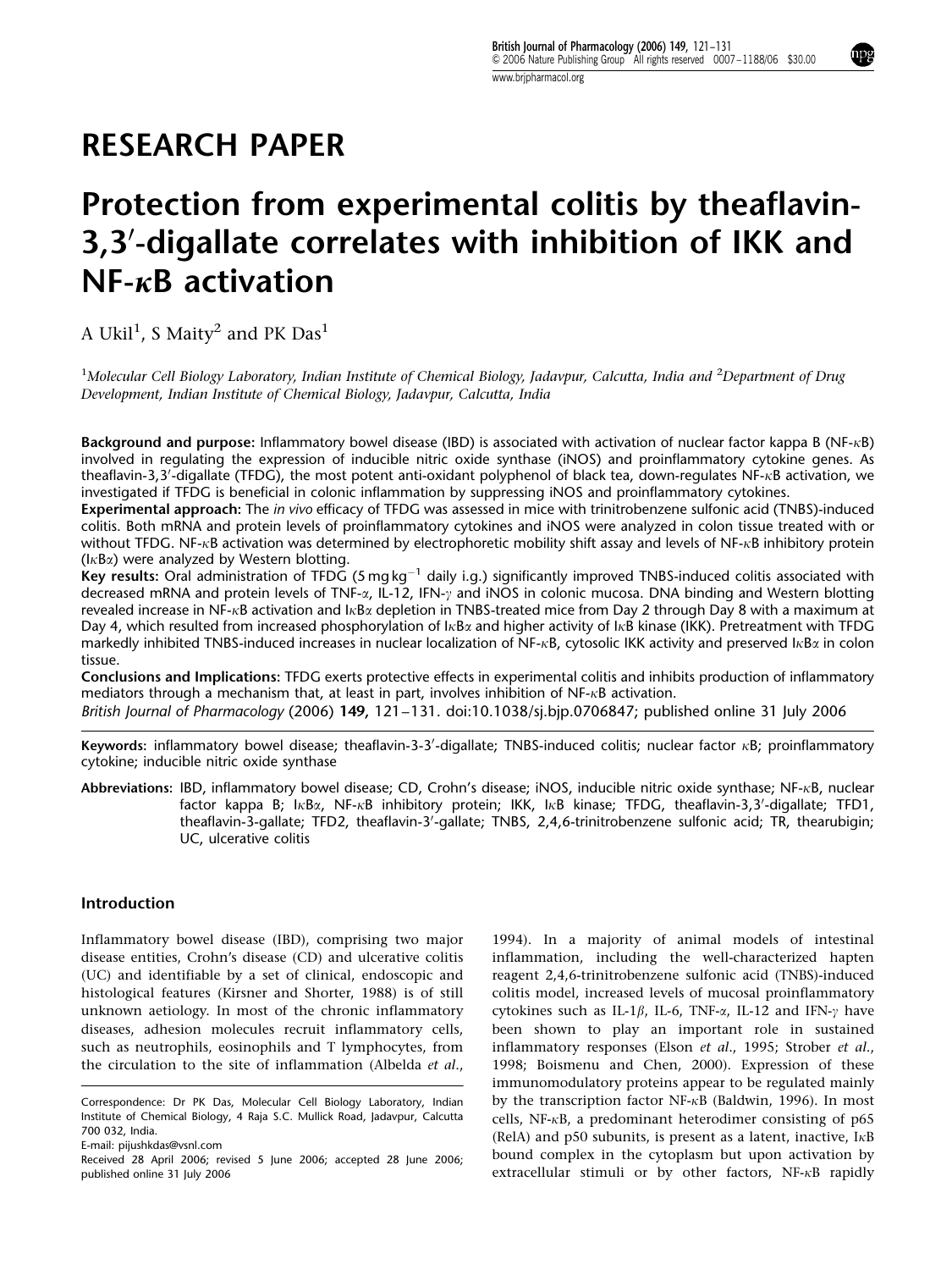# RESEARCH PAPER

# Protection from experimental colitis by theaflavin-3,3′-digallate correlates with inhibition of IKK and NF-κB activation

A Ukil[1], S Maity[2] and PK Das[1]

[1]*Molecular Cell Biology Laboratory, Indian Institute of Chemical Biology, Jadavpur, Calcutta, India and* [2]*Department of Drug Development, Indian Institute of Chemical Biology, Jadavpur, Calcutta, India*

**Background and purpose:** Inflammatory bowel disease (IBD) is associated with activation of nuclear factor kappa B (NF-κB) involved in regulating the expression of inducible nitric oxide synthase (iNOS) and proinflammatory cytokine genes. As theaflavin-3,3′-digallate (TFDG), the most potent anti-oxidant polyphenol of black tea, down-regulates NF-κB activation, we investigated if TFDG is beneficial in colonic inflammation by suppressing iNOS and proinflammatory cytokines.

**Experimental approach:** The *in vivo* efficacy of TFDG was assessed in mice with trinitrobenzene sulfonic acid (TNBS)-induced colitis. Both mRNA and protein levels of proinflammatory cytokines and iNOS were analyzed in colon tissue treated with or without TFDG. NF-κB activation was determined by electrophoretic mobility shift assay and levels of NF-κB inhibitory protein (IκBα) were analyzed by Western blotting.

**Key results:** Oral administration of TFDG ($5\ \mathrm{mg\,kg^{-1}}$ daily i.g.) significantly improved TNBS-induced colitis associated with decreased mRNA and protein levels of TNF-α, IL-12, IFN-γ and iNOS in colonic mucosa. DNA binding and Western blotting revealed increase in NF-κB activation and IκBα depletion in TNBS-treated mice from Day 2 through Day 8 with a maximum at Day 4, which resulted from increased phosphorylation of IκBα and higher activity of IκB kinase (IKK). Pretreatment with TFDG markedly inhibited TNBS-induced increases in nuclear localization of NF-κB, cytosolic IKK activity and preserved IκBα in colon tissue.

**Conclusions and Implications:** TFDG exerts protective effects in experimental colitis and inhibits production of inflammatory mediators through a mechanism that, at least in part, involves inhibition of NF-κB activation.

*British Journal of Pharmacology* (2006) **149,** 121–131. doi:10.1038/sj.bjp.0706847; published online 31 July 2006

**Keywords:** inflammatory bowel disease; theaflavin-3-3′-digallate; TNBS-induced colitis; nuclear factor κB; proinflammatory cytokine; inducible nitric oxide synthase

**Abbreviations:** IBD, inflammatory bowel disease; CD, Crohn's disease; iNOS, inducible nitric oxide synthase; NF-κB, nuclear factor kappa B; IκBα, NF-κB inhibitory protein; IKK, IκB kinase; TFDG, theaflavin-3,3′-digallate; TFD1, theaflavin-3-gallate; TFD2, theaflavin-3′-gallate; TNBS, 2,4,6-trinitrobenzene sulfonic acid; TR, thearubigin; UC, ulcerative colitis

## Introduction

Inflammatory bowel disease (IBD), comprising two major disease entities, Crohn's disease (CD) and ulcerative colitis (UC) and identifiable by a set of clinical, endoscopic and histological features (Kirsner and Shorter, 1988) is of still unknown aetiology. In most of the chronic inflammatory diseases, adhesion molecules recruit inflammatory cells, such as neutrophils, eosinophils and T lymphocytes, from the circulation to the site of inflammation (Albelda *et al.*, 1994). In a majority of animal models of intestinal inflammation, including the well-characterized hapten reagent 2,4,6-trinitrobenzene sulfonic acid (TNBS)-induced colitis model, increased levels of mucosal proinflammatory cytokines such as IL-1β, IL-6, TNF-α, IL-12 and IFN-γ have been shown to play an important role in sustained inflammatory responses (Elson *et al.*, 1995; Strober *et al.*, 1998; Boismenu and Chen, 2000). Expression of these immunomodulatory proteins appear to be regulated mainly by the transcription factor NF-κB (Baldwin, 1996). In most cells, NF-κB, a predominant heterodimer consisting of p65 (RelA) and p50 subunits, is present as a latent, inactive, IκB bound complex in the cytoplasm but upon activation by extracellular stimuli or by other factors, NF-κB rapidly

Correspondence: Dr PK Das, Molecular Cell Biology Laboratory, Indian Institute of Chemical Biology, 4 Raja S.C. Mullick Road, Jadavpur, Calcutta 700 032, India.
E-mail: pijushkdas@vsnl.com

Received 28 April 2006; revised 5 June 2006; accepted 28 June 2006; published online 31 July 2006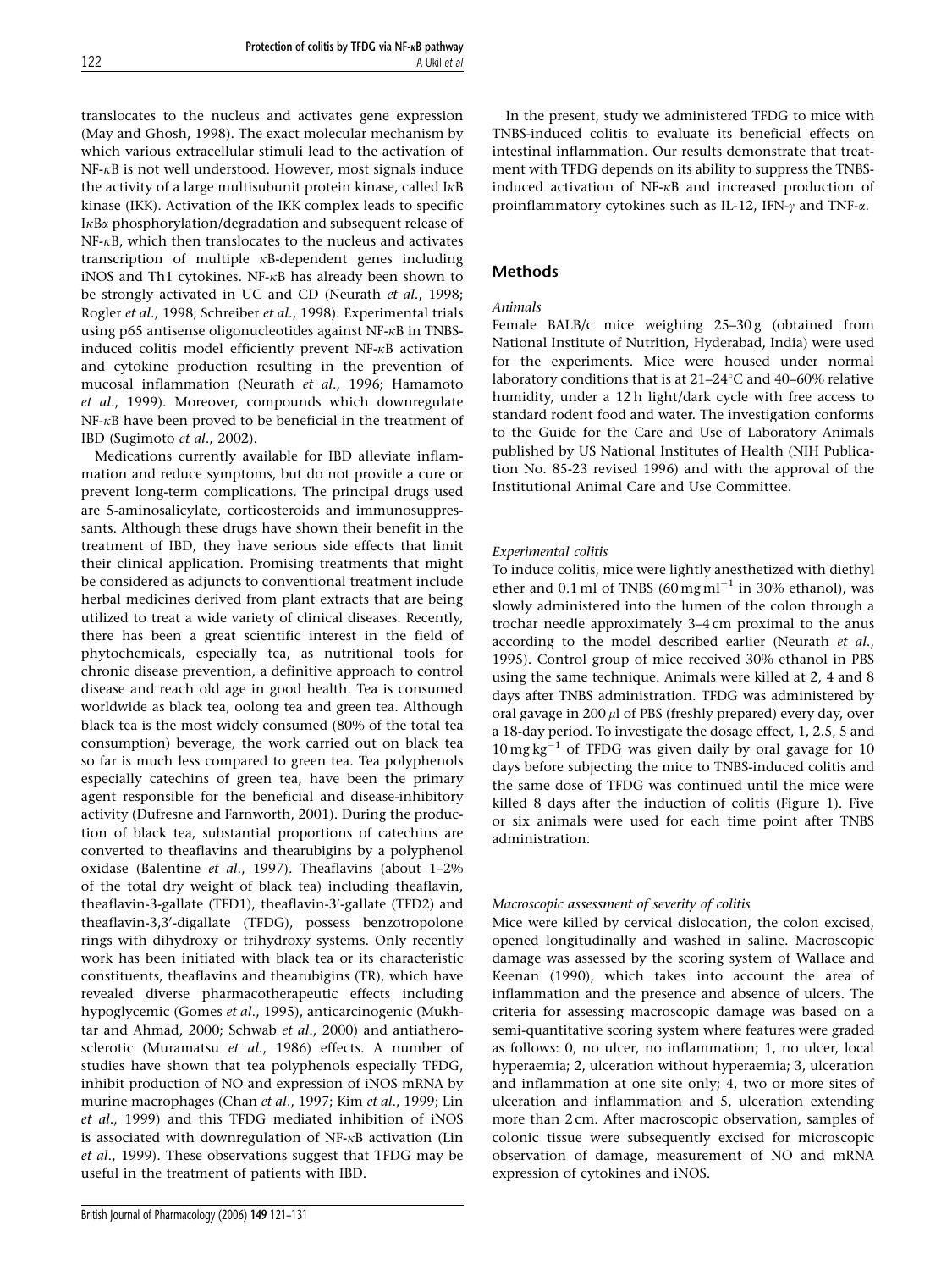translocates to the nucleus and activates gene expression (May and Ghosh, 1998). The exact molecular mechanism by which various extracellular stimuli lead to the activation of NF-$\kappa$B is not well understood. However, most signals induce the activity of a large multisubunit protein kinase, called I$\kappa$B kinase (IKK). Activation of the IKK complex leads to specific I$\kappa$B$\alpha$ phosphorylation/degradation and subsequent release of NF-$\kappa$B, which then translocates to the nucleus and activates transcription of multiple $\kappa$B-dependent genes including iNOS and Th1 cytokines. NF-$\kappa$B has already been shown to be strongly activated in UC and CD (Neurath *et al*., 1998; Rogler *et al*., 1998; Schreiber *et al*., 1998). Experimental trials using p65 antisense oligonucleotides against NF-$\kappa$B in TNBS-induced colitis model efficiently prevent NF-$\kappa$B activation and cytokine production resulting in the prevention of mucosal inflammation (Neurath *et al*., 1996; Hamamoto *et al*., 1999). Moreover, compounds which downregulate NF-$\kappa$B have been proved to be beneficial in the treatment of IBD (Sugimoto *et al*., 2002).

Medications currently available for IBD alleviate inflammation and reduce symptoms, but do not provide a cure or prevent long-term complications. The principal drugs used are 5-aminosalicylate, corticosteroids and immunosuppressants. Although these drugs have shown their benefit in the treatment of IBD, they have serious side effects that limit their clinical application. Promising treatments that might be considered as adjuncts to conventional treatment include herbal medicines derived from plant extracts that are being utilized to treat a wide variety of clinical diseases. Recently, there has been a great scientific interest in the field of phytochemicals, especially tea, as nutritional tools for chronic disease prevention, a definitive approach to control disease and reach old age in good health. Tea is consumed worldwide as black tea, oolong tea and green tea. Although black tea is the most widely consumed (80% of the total tea consumption) beverage, the work carried out on black tea so far is much less compared to green tea. Tea polyphenols especially catechins of green tea, have been the primary agent responsible for the beneficial and disease-inhibitory activity (Dufresne and Farnworth, 2001). During the production of black tea, substantial proportions of catechins are converted to theaflavins and thearubigins by a polyphenol oxidase (Balentine *et al*., 1997). Theaflavins (about 1–2% of the total dry weight of black tea) including theaflavin, theaflavin-3-gallate (TFD1), theaflavin-3′-gallate (TFD2) and theaflavin-3,3′-digallate (TFDG), possess benzotropolone rings with dihydroxy or trihydroxy systems. Only recently work has been initiated with black tea or its characteristic constituents, theaflavins and thearubigins (TR), which have revealed diverse pharmacotherapeutic effects including hypoglycemic (Gomes *et al*., 1995), anticarcinogenic (Mukhtar and Ahmad, 2000; Schwab *et al*., 2000) and antiatherosclerotic (Muramatsu *et al*., 1986) effects. A number of studies have shown that tea polyphenols especially TFDG, inhibit production of NO and expression of iNOS mRNA by murine macrophages (Chan *et al*., 1997; Kim *et al*., 1999; Lin *et al*., 1999) and this TFDG mediated inhibition of iNOS is associated with downregulation of NF-$\kappa$B activation (Lin *et al*., 1999). These observations suggest that TFDG may be useful in the treatment of patients with IBD.

In the present, study we administered TFDG to mice with TNBS-induced colitis to evaluate its beneficial effects on intestinal inflammation. Our results demonstrate that treatment with TFDG depends on its ability to suppress the TNBS-induced activation of NF-$\kappa$B and increased production of proinflammatory cytokines such as IL-12, IFN-$\gamma$ and TNF-$\alpha$.

## Methods

### *Animals*

Female BALB/c mice weighing 25–30 g (obtained from National Institute of Nutrition, Hyderabad, India) were used for the experiments. Mice were housed under normal laboratory conditions that is at 21–24°C and 40–60% relative humidity, under a 12 h light/dark cycle with free access to standard rodent food and water. The investigation conforms to the Guide for the Care and Use of Laboratory Animals published by US National Institutes of Health (NIH Publication No. 85-23 revised 1996) and with the approval of the Institutional Animal Care and Use Committee.

### *Experimental colitis*

To induce colitis, mice were lightly anesthetized with diethyl ether and 0.1 ml of TNBS (60 mg ml$^{-1}$ in 30% ethanol), was slowly administered into the lumen of the colon through a trochar needle approximately 3–4 cm proximal to the anus according to the model described earlier (Neurath *et al*., 1995). Control group of mice received 30% ethanol in PBS using the same technique. Animals were killed at 2, 4 and 8 days after TNBS administration. TFDG was administered by oral gavage in 200 $\mu$l of PBS (freshly prepared) every day, over a 18-day period. To investigate the dosage effect, 1, 2.5, 5 and 10 mg kg$^{-1}$ of TFDG was given daily by oral gavage for 10 days before subjecting the mice to TNBS-induced colitis and the same dose of TFDG was continued until the mice were killed 8 days after the induction of colitis (Figure 1). Five or six animals were used for each time point after TNBS administration.

### *Macroscopic assessment of severity of colitis*

Mice were killed by cervical dislocation, the colon excised, opened longitudinally and washed in saline. Macroscopic damage was assessed by the scoring system of Wallace and Keenan (1990), which takes into account the area of inflammation and the presence and absence of ulcers. The criteria for assessing macroscopic damage was based on a semi-quantitative scoring system where features were graded as follows: 0, no ulcer, no inflammation; 1, no ulcer, local hyperaemia; 2, ulceration without hyperaemia; 3, ulceration and inflammation at one site only; 4, two or more sites of ulceration and inflammation and 5, ulceration extending more than 2 cm. After macroscopic observation, samples of colonic tissue were subsequently excised for microscopic observation of damage, measurement of NO and mRNA expression of cytokines and iNOS.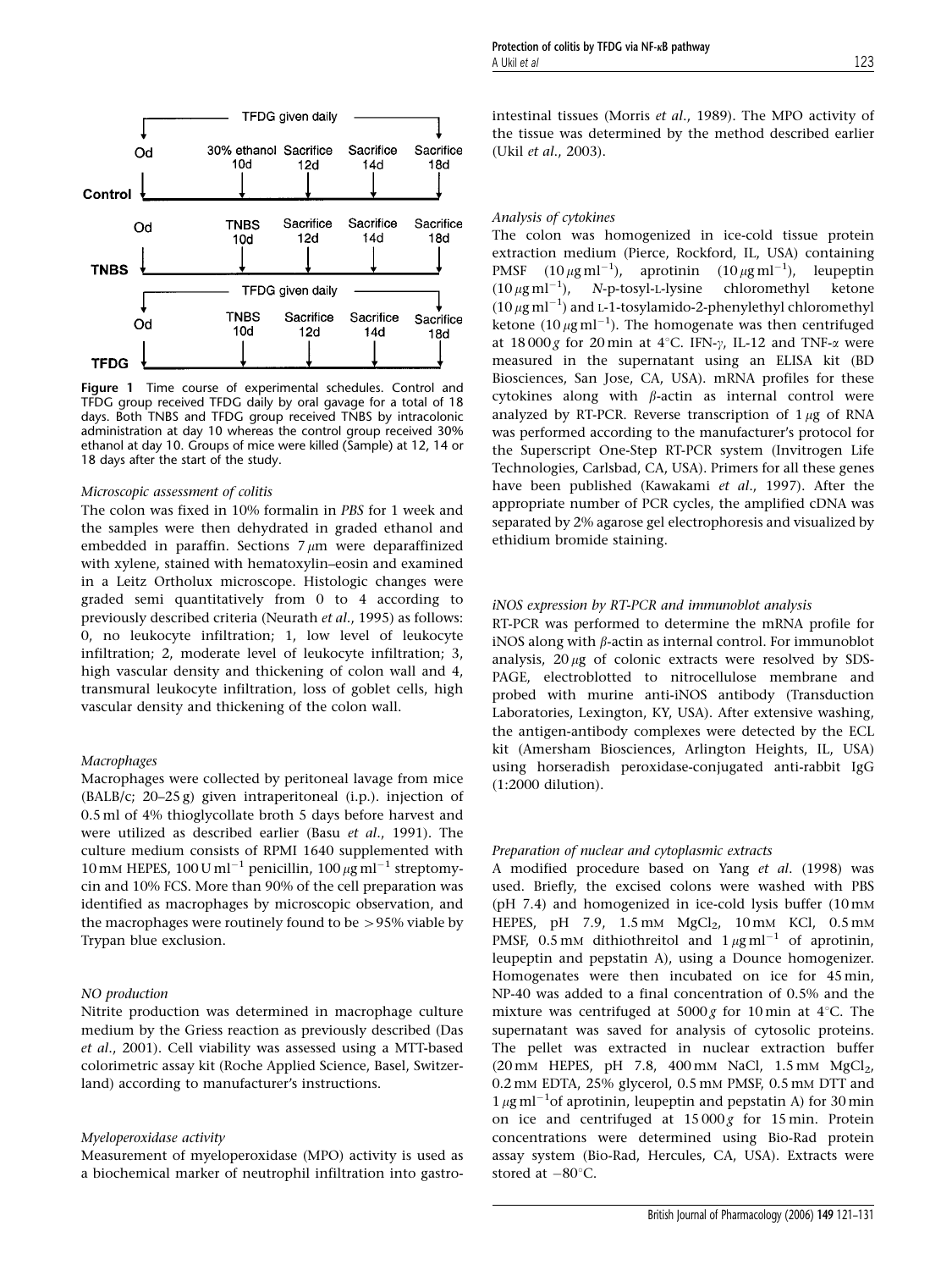Figure 1 Time course of experimental schedules. Control and TFDG group received TFDG daily by oral gavage for a total of 18 days. Both TNBS and TFDG group received TNBS by intracolonic administration at day 10 whereas the control group received 30% ethanol at day 10. Groups of mice were killed (Sample) at 12, 14 or 18 days after the start of the study.

*Microscopic assessment of colitis*

The colon was fixed in 10% formalin in *PBS* for 1 week and the samples were then dehydrated in graded ethanol and embedded in paraffin. Sections 7 $\mu$m were deparaffinized with xylene, stained with hematoxylin–eosin and examined in a Leitz Ortholux microscope. Histologic changes were graded semi quantitatively from 0 to 4 according to previously described criteria (Neurath *et al*., 1995) as follows: 0, no leukocyte infiltration; 1, low level of leukocyte infiltration; 2, moderate level of leukocyte infiltration; 3, high vascular density and thickening of colon wall and 4, transmural leukocyte infiltration, loss of goblet cells, high vascular density and thickening of the colon wall.

*Macrophages*

Macrophages were collected by peritoneal lavage from mice (BALB/c; 20–25 g) given intraperitoneal (i.p.). injection of 0.5 ml of 4% thioglycollate broth 5 days before harvest and were utilized as described earlier (Basu *et al*., 1991). The culture medium consists of RPMI 1640 supplemented with 10 mM HEPES, 100 U ml$^{-1}$ penicillin, 100 $\mu$g ml$^{-1}$ streptomycin and 10% FCS. More than 90% of the cell preparation was identified as macrophages by microscopic observation, and the macrophages were routinely found to be >95% viable by Trypan blue exclusion.

*NO production*

Nitrite production was determined in macrophage culture medium by the Griess reaction as previously described (Das *et al*., 2001). Cell viability was assessed using a MTT-based colorimetric assay kit (Roche Applied Science, Basel, Switzerland) according to manufacturer's instructions.

*Myeloperoxidase activity*

Measurement of myeloperoxidase (MPO) activity is used as a biochemical marker of neutrophil infiltration into gastrointestinal tissues (Morris *et al*., 1989). The MPO activity of the tissue was determined by the method described earlier (Ukil *et al*., 2003).

*Analysis of cytokines*

The colon was homogenized in ice-cold tissue protein extraction medium (Pierce, Rockford, IL, USA) containing PMSF (10 $\mu$g ml$^{-1}$), aprotinin (10 $\mu$g ml$^{-1}$), leupeptin (10 $\mu$g ml$^{-1}$), *N*-p-tosyl-L-lysine chloromethyl ketone (10 $\mu$g ml$^{-1}$) and L-1-tosylamido-2-phenylethyl chloromethyl ketone (10 $\mu$g ml$^{-1}$). The homogenate was then centrifuged at 18 000 *g* for 20 min at 4°C. IFN-$\gamma$, IL-12 and TNF-$\alpha$ were measured in the supernatant using an ELISA kit (BD Biosciences, San Jose, CA, USA). mRNA profiles for these cytokines along with $\beta$-actin as internal control were analyzed by RT-PCR. Reverse transcription of 1 $\mu$g of RNA was performed according to the manufacturer's protocol for the Superscript One-Step RT-PCR system (Invitrogen Life Technologies, Carlsbad, CA, USA). Primers for all these genes have been published (Kawakami *et al*., 1997). After the appropriate number of PCR cycles, the amplified cDNA was separated by 2% agarose gel electrophoresis and visualized by ethidium bromide staining.

*iNOS expression by RT-PCR and immunoblot analysis*

RT-PCR was performed to determine the mRNA profile for iNOS along with $\beta$-actin as internal control. For immunoblot analysis, 20 $\mu$g of colonic extracts were resolved by SDS-PAGE, electroblotted to nitrocellulose membrane and probed with murine anti-iNOS antibody (Transduction Laboratories, Lexington, KY, USA). After extensive washing, the antigen-antibody complexes were detected by the ECL kit (Amersham Biosciences, Arlington Heights, IL, USA) using horseradish peroxidase-conjugated anti-rabbit IgG (1:2000 dilution).

*Preparation of nuclear and cytoplasmic extracts*

A modified procedure based on Yang *et al*. (1998) was used. Briefly, the excised colons were washed with PBS (pH 7.4) and homogenized in ice-cold lysis buffer (10 mM HEPES, pH 7.9, 1.5 mM $MgCl_2$, 10 mM KCl, 0.5 mM PMSF, 0.5 mM dithiothreitol and 1 $\mu$g ml$^{-1}$ of aprotinin, leupeptin and pepstatin A), using a Dounce homogenizer. Homogenates were then incubated on ice for 45 min, NP-40 was added to a final concentration of 0.5% and the mixture was centrifuged at 5000 *g* for 10 min at 4°C. The supernatant was saved for analysis of cytosolic proteins. The pellet was extracted in nuclear extraction buffer (20 mM HEPES, pH 7.8, 400 mM NaCl, 1.5 mM $MgCl_2$, 0.2 mM EDTA, 25% glycerol, 0.5 mM PMSF, 0.5 mM DTT and 1 $\mu$g ml$^{-1}$of aprotinin, leupeptin and pepstatin A) for 30 min on ice and centrifuged at 15 000 *g* for 15 min. Protein concentrations were determined using Bio-Rad protein assay system (Bio-Rad, Hercules, CA, USA). Extracts were stored at −80°C.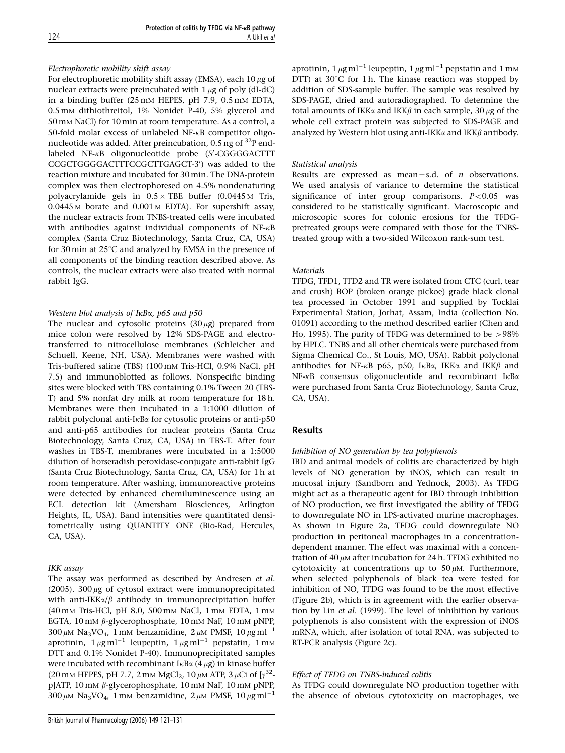*Electrophoretic mobility shift assay*

For electrophoretic mobility shift assay (EMSA), each 10 $\mu$g of nuclear extracts were preincubated with 1 $\mu$g of poly (dI-dC) in a binding buffer (25 mM HEPES, pH 7.9, 0.5 mM EDTA, 0.5 mM dithiothreitol, 1% Nonidet P-40, 5% glycerol and 50 mM NaCl) for 10 min at room temperature. As a control, a 50-fold molar excess of unlabeled NF-$\kappa$B competitor oligonucleotide was added. After preincubation, 0.5 ng of $^{32}$P end-labeled NF-$\kappa$B oligonucleotide probe (5′-CGGGGACTTT CCGCTGGGGACTTTCCGCTTGAGCT-3′) was added to the reaction mixture and incubated for 30 min. The DNA-protein complex was then electrophoresed on 4.5% nondenaturing polyacrylamide gels in 0.5 × TBE buffer (0.0445 M Tris, 0.0445 M borate and 0.001 M EDTA). For supershift assay, the nuclear extracts from TNBS-treated cells were incubated with antibodies against individual components of NF-$\kappa$B complex (Santa Cruz Biotechnology, Santa Cruz, CA, USA) for 30 min at 25°C and analyzed by EMSA in the presence of all components of the binding reaction described above. As controls, the nuclear extracts were also treated with normal rabbit IgG.

*Western blot analysis of I$\kappa$B$\alpha$, p65 and p50*

The nuclear and cytosolic proteins (30 $\mu$g) prepared from mice colon were resolved by 12% SDS-PAGE and electrotransferred to nitrocellulose membranes (Schleicher and Schuell, Keene, NH, USA). Membranes were washed with Tris-buffered saline (TBS) (100 mM Tris-HCl, 0.9% NaCl, pH 7.5) and immunoblotted as follows. Nonspecific binding sites were blocked with TBS containing 0.1% Tween 20 (TBS-T) and 5% nonfat dry milk at room temperature for 18 h. Membranes were then incubated in a 1:1000 dilution of rabbit polyclonal anti-I$\kappa$B$\alpha$ for cytosolic proteins or anti-p50 and anti-p65 antibodies for nuclear proteins (Santa Cruz Biotechnology, Santa Cruz, CA, USA) in TBS-T. After four washes in TBS-T, membranes were incubated in a 1:5000 dilution of horseradish peroxidase-conjugate anti-rabbit IgG (Santa Cruz Biotechnology, Santa Cruz, CA, USA) for 1 h at room temperature. After washing, immunoreactive proteins were detected by enhanced chemiluminescence using an ECL detection kit (Amersham Biosciences, Arlington Heights, IL, USA). Band intensities were quantitated densitometrically using QUANTITY ONE (Bio-Rad, Hercules, CA, USA).

*IKK assay*

The assay was performed as described by Andresen *et al*. (2005). 300 $\mu$g of cytosol extract were immunoprecipitated with anti-IKK$\alpha$/$\beta$ antibody in immunoprecipitation buffer (40 mM Tris-HCl, pH 8.0, 500 mM NaCl, 1 mM EDTA, 1 mM EGTA, 10 mM $\beta$-glycerophosphate, 10 mM NaF, 10 mM pNPP, 300 $\mu$M $Na_3VO_4$, 1 mM benzamidine, 2 $\mu$M PMSF, 10 $\mu$g ml$^{-1}$ aprotinin, 1 $\mu$g ml$^{-1}$ leupeptin, 1 $\mu$g ml$^{-1}$ pepstatin, 1 mM DTT and 0.1% Nonidet P-40). Immunoprecipitated samples were incubated with recombinant I$\kappa$B$\alpha$ (4 $\mu$g) in kinase buffer (20 mM HEPES, pH 7.7, 2 mM $MgCl_2$, 10 $\mu$M ATP, 3 $\mu$Ci of [$\gamma^{32}$-p]ATP, 10 mM $\beta$-glycerophosphate, 10 mM NaF, 10 mM pNPP, 300 $\mu$M $Na_3VO_4$, 1 mM benzamidine, 2 $\mu$M PMSF, 10 $\mu$g ml$^{-1}$ aprotinin, 1 $\mu$g ml$^{-1}$ leupeptin, 1 $\mu$g ml$^{-1}$ pepstatin and 1 mM DTT) at 30°C for 1 h. The kinase reaction was stopped by addition of SDS-sample buffer. The sample was resolved by SDS-PAGE, dried and autoradiographed. To determine the total amounts of IKK$\alpha$ and IKK$\beta$ in each sample, 30 $\mu$g of the whole cell extract protein was subjected to SDS-PAGE and analyzed by Western blot using anti-IKK$\alpha$ and IKK$\beta$ antibody.

*Statistical analysis*

Results are expressed as mean ± s.d. of $n$ observations. We used analysis of variance to determine the statistical significance of inter group comparisons. $P < 0.05$ was considered to be statistically significant. Macroscopic and microscopic scores for colonic erosions for the TFDG-pretreated groups were compared with those for the TNBS-treated group with a two-sided Wilcoxon rank-sum test.

*Materials*

TFDG, TFD1, TFD2 and TR were isolated from CTC (curl, tear and crush) BOP (broken orange pickoe) grade black clonal tea processed in October 1991 and supplied by Tocklai Experimental Station, Jorhat, Assam, India (collection No. 01091) according to the method described earlier (Chen and Ho, 1995). The purity of TFDG was determined to be >98% by HPLC. TNBS and all other chemicals were purchased from Sigma Chemical Co., St Louis, MO, USA). Rabbit polyclonal antibodies for NF-$\kappa$B p65, p50, I$\kappa$B$\alpha$, IKK$\alpha$ and IKK$\beta$ and NF-$\kappa$B consensus oligonucleotide and recombinant I$\kappa$B$\alpha$ were purchased from Santa Cruz Biotechnology, Santa Cruz, CA, USA).

## Results

*Inhibition of NO generation by tea polyphenols*

IBD and animal models of colitis are characterized by high levels of NO generation by iNOS, which can result in mucosal injury (Sandborn and Yednock, 2003). As TFDG might act as a therapeutic agent for IBD through inhibition of NO production, we first investigated the ability of TFDG to downregulate NO in LPS-activated murine macrophages. As shown in Figure 2a, TFDG could downregulate NO production in peritoneal macrophages in a concentration-dependent manner. The effect was maximal with a concentration of 40 $\mu$M after incubation for 24 h. TFDG exhibited no cytotoxicity at concentrations up to 50 $\mu$M. Furthermore, when selected polyphenols of black tea were tested for inhibition of NO, TFDG was found to be the most effective (Figure 2b), which is in agreement with the earlier observation by Lin *et al*. (1999). The level of inhibition by various polyphenols is also consistent with the expression of iNOS mRNA, which, after isolation of total RNA, was subjected to RT-PCR analysis (Figure 2c).

*Effect of TFDG on TNBS-induced colitis*

As TFDG could downregulate NO production together with the absence of obvious cytotoxicity on macrophages, we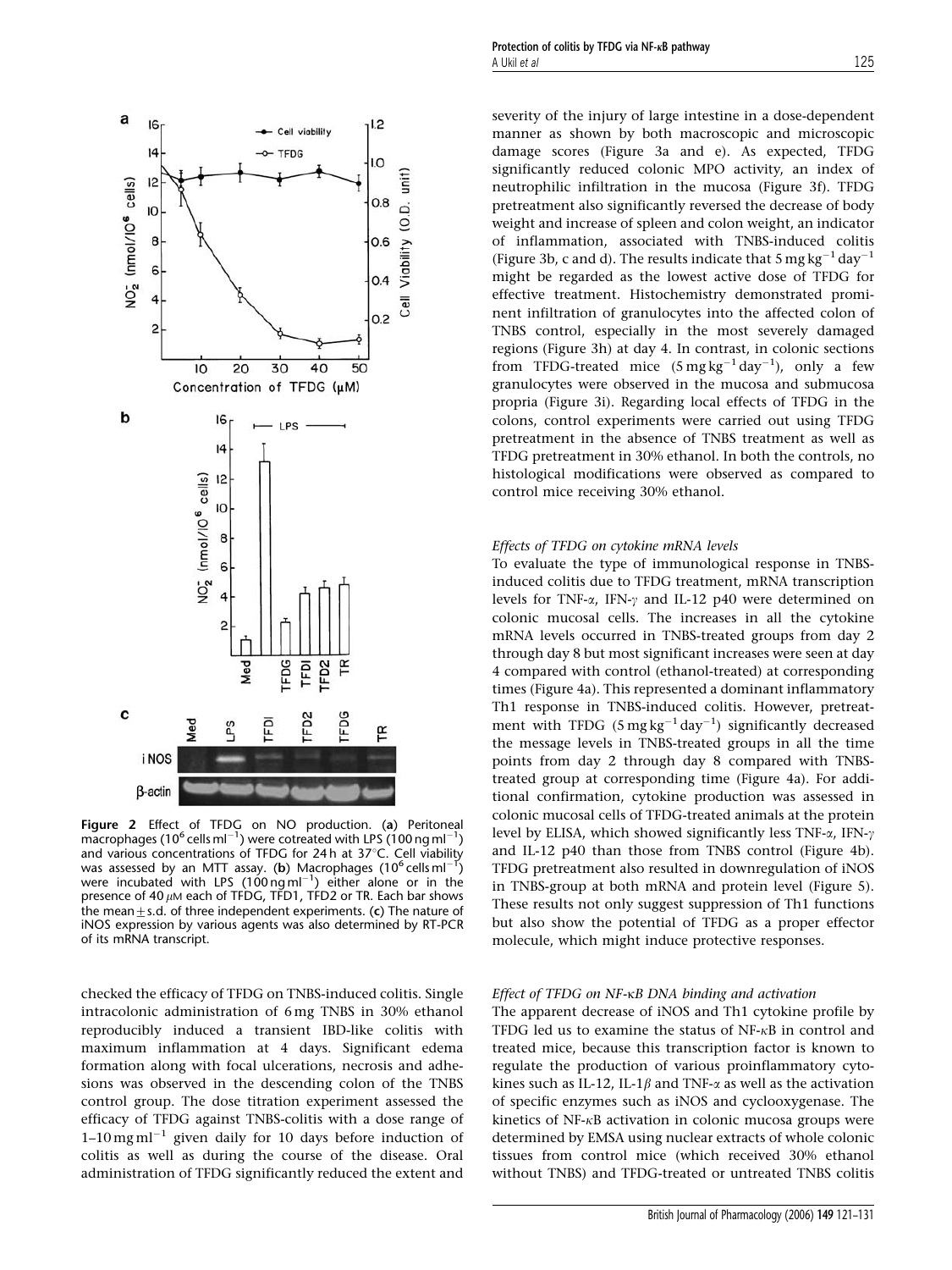**Figure 2** Effect of TFDG on NO production. (**a**) Peritoneal macrophages ($10^6$ cells ml$^{-1}$) were cotreated with LPS (100 ng ml$^{-1}$) and various concentrations of TFDG for 24 h at 37°C. Cell viability was assessed by an MTT assay. (**b**) Macrophages ($10^6$ cells ml$^{-1}$) were incubated with LPS (100 ng ml$^{-1}$) either alone or in the presence of 40 $\mu$M each of TFDG, TFD1, TFD2 or TR. Each bar shows the mean ± s.d. of three independent experiments. (**c**) The nature of iNOS expression by various agents was also determined by RT-PCR of its mRNA transcript.

checked the efficacy of TFDG on TNBS-induced colitis. Single intracolonic administration of 6 mg TNBS in 30% ethanol reproducibly induced a transient IBD-like colitis with maximum inflammation at 4 days. Significant edema formation along with focal ulcerations, necrosis and adhesions was observed in the descending colon of the TNBS control group. The dose titration experiment assessed the efficacy of TFDG against TNBS-colitis with a dose range of 1–10 mg ml$^{-1}$ given daily for 10 days before induction of colitis as well as during the course of the disease. Oral administration of TFDG significantly reduced the extent and severity of the injury of large intestine in a dose-dependent manner as shown by both macroscopic and microscopic damage scores (Figure 3a and e). As expected, TFDG significantly reduced colonic MPO activity, an index of neutrophilic infiltration in the mucosa (Figure 3f). TFDG pretreatment also significantly reversed the decrease of body weight and increase of spleen and colon weight, an indicator of inflammation, associated with TNBS-induced colitis (Figure 3b, c and d). The results indicate that 5 mg kg$^{-1}$ day$^{-1}$ might be regarded as the lowest active dose of TFDG for effective treatment. Histochemistry demonstrated prominent infiltration of granulocytes into the affected colon of TNBS control, especially in the most severely damaged regions (Figure 3h) at day 4. In contrast, in colonic sections from TFDG-treated mice (5 mg kg$^{-1}$ day$^{-1}$), only a few granulocytes were observed in the mucosa and submucosa propria (Figure 3i). Regarding local effects of TFDG in the colons, control experiments were carried out using TFDG pretreatment in the absence of TNBS treatment as well as TFDG pretreatment in 30% ethanol. In both the controls, no histological modifications were observed as compared to control mice receiving 30% ethanol.

### *Effects of TFDG on cytokine mRNA levels*

To evaluate the type of immunological response in TNBS-induced colitis due to TFDG treatment, mRNA transcription levels for TNF-$\alpha$, IFN-$\gamma$ and IL-12 p40 were determined on colonic mucosal cells. The increases in all the cytokine mRNA levels occurred in TNBS-treated groups from day 2 through day 8 but most significant increases were seen at day 4 compared with control (ethanol-treated) at corresponding times (Figure 4a). This represented a dominant inflammatory Th1 response in TNBS-induced colitis. However, pretreatment with TFDG (5 mg kg$^{-1}$ day$^{-1}$) significantly decreased the message levels in TNBS-treated groups in all the time points from day 2 through day 8 compared with TNBS-treated group at corresponding time (Figure 4a). For additional confirmation, cytokine production was assessed in colonic mucosal cells of TFDG-treated animals at the protein level by ELISA, which showed significantly less TNF-$\alpha$, IFN-$\gamma$ and IL-12 p40 than those from TNBS control (Figure 4b). TFDG pretreatment also resulted in downregulation of iNOS in TNBS-group at both mRNA and protein level (Figure 5). These results not only suggest suppression of Th1 functions but also show the potential of TFDG as a proper effector molecule, which might induce protective responses.

### *Effect of TFDG on NF-$\kappa$B DNA binding and activation*

The apparent decrease of iNOS and Th1 cytokine profile by TFDG led us to examine the status of NF-$\kappa$B in control and treated mice, because this transcription factor is known to regulate the production of various proinflammatory cytokines such as IL-12, IL-1$\beta$ and TNF-$\alpha$ as well as the activation of specific enzymes such as iNOS and cyclooxygenase. The kinetics of NF-$\kappa$B activation in colonic mucosa groups were determined by EMSA using nuclear extracts of whole colonic tissues from control mice (which received 30% ethanol without TNBS) and TFDG-treated or untreated TNBS colitis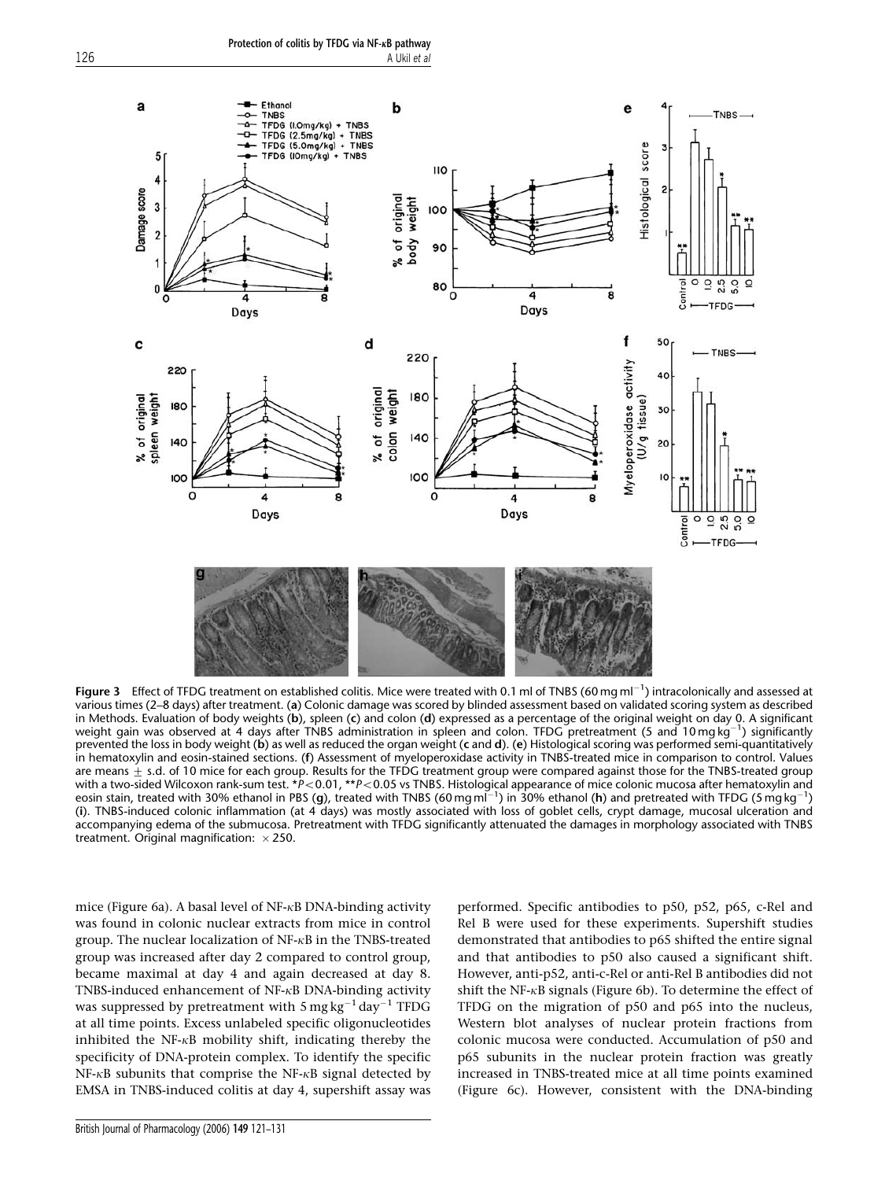**Figure 3** Effect of TFDG treatment on established colitis. Mice were treated with 0.1 ml of TNBS (60 mg ml$^{-1}$) intracolonically and assessed at various times (2–8 days) after treatment. (**a**) Colonic damage was scored by blinded assessment based on validated scoring system as described in Methods. Evaluation of body weights (**b**), spleen (**c**) and colon (**d**) expressed as a percentage of the original weight on day 0. A significant weight gain was observed at 4 days after TNBS administration in spleen and colon. TFDG pretreatment (5 and 10 mg kg$^{-1}$) significantly prevented the loss in body weight (**b**) as well as reduced the organ weight (**c** and **d**). (**e**) Histological scoring was performed semi-quantitatively in hematoxylin and eosin-stained sections. (**f**) Assessment of myeloperoxidase activity in TNBS-treated mice in comparison to control. Values are means $\pm$ s.d. of 10 mice for each group. Results for the TFDG treatment group were compared against those for the TNBS-treated group with a two-sided Wilcoxon rank-sum test. *$P<0.01$, **$P<0.05$ vs TNBS. Histological appearance of mice colonic mucosa after hematoxylin and eosin stain, treated with 30% ethanol in PBS (**g**), treated with TNBS (60 mg ml$^{-1}$) in 30% ethanol (**h**) and pretreated with TFDG (5 mg kg$^{-1}$) (**i**). TNBS-induced colonic inflammation (at 4 days) was mostly associated with loss of goblet cells, crypt damage, mucosal ulceration and accompanying edema of the submucosa. Pretreatment with TFDG significantly attenuated the damages in morphology associated with TNBS treatment. Original magnification: $\times$250.

mice (Figure 6a). A basal level of NF-$\kappa$B DNA-binding activity was found in colonic nuclear extracts from mice in control group. The nuclear localization of NF-$\kappa$B in the TNBS-treated group was increased after day 2 compared to control group, became maximal at day 4 and again decreased at day 8. TNBS-induced enhancement of NF-$\kappa$B DNA-binding activity was suppressed by pretreatment with 5 mg kg$^{-1}$ day$^{-1}$ TFDG at all time points. Excess unlabeled specific oligonucleotides inhibited the NF-$\kappa$B mobility shift, indicating thereby the specificity of DNA-protein complex. To identify the specific NF-$\kappa$B subunits that comprise the NF-$\kappa$B signal detected by EMSA in TNBS-induced colitis at day 4, supershift assay was performed. Specific antibodies to p50, p52, p65, c-Rel and Rel B were used for these experiments. Supershift studies demonstrated that antibodies to p65 shifted the entire signal and that antibodies to p50 also caused a significant shift. However, anti-p52, anti-c-Rel or anti-Rel B antibodies did not shift the NF-$\kappa$B signals (Figure 6b). To determine the effect of TFDG on the migration of p50 and p65 into the nucleus, Western blot analyses of nuclear protein fractions from colonic mucosa were conducted. Accumulation of p50 and p65 subunits in the nuclear protein fraction was greatly increased in TNBS-treated mice at all time points examined (Figure 6c). However, consistent with the DNA-binding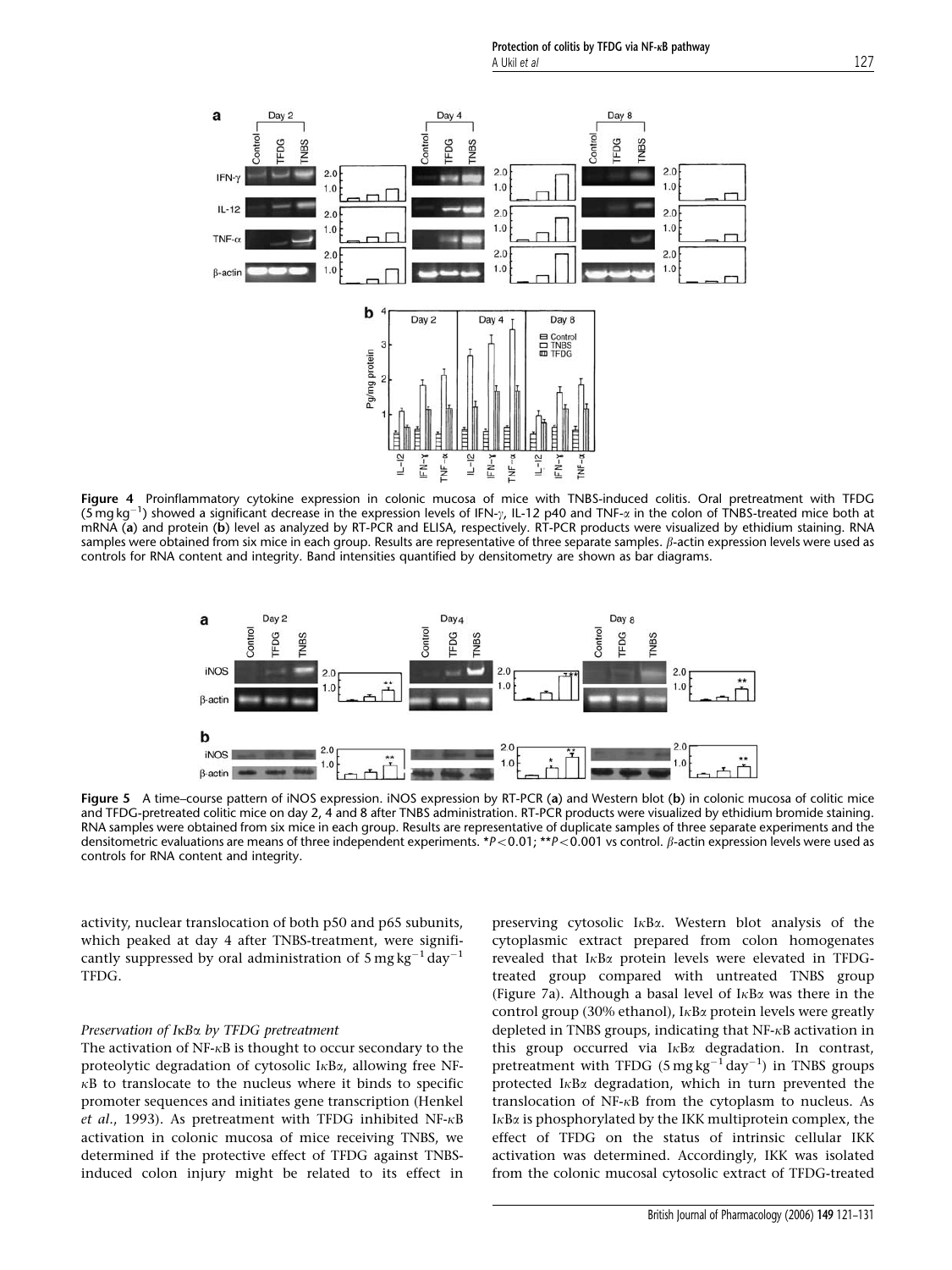**Figure 4** Proinflammatory cytokine expression in colonic mucosa of mice with TNBS-induced colitis. Oral pretreatment with TFDG ($5\,mg\,kg^{-1}$) showed a significant decrease in the expression levels of IFN-$\gamma$, IL-12 p40 and TNF-$\alpha$ in the colon of TNBS-treated mice both at mRNA (**a**) and protein (**b**) level as analyzed by RT-PCR and ELISA, respectively. RT-PCR products were visualized by ethidium staining. RNA samples were obtained from six mice in each group. Results are representative of three separate samples. $\beta$-actin expression levels were used as controls for RNA content and integrity. Band intensities quantified by densitometry are shown as bar diagrams.

**Figure 5** A time–course pattern of iNOS expression. iNOS expression by RT-PCR (**a**) and Western blot (**b**) in colonic mucosa of colitic mice and TFDG-pretreated colitic mice on day 2, 4 and 8 after TNBS administration. RT-PCR products were visualized by ethidium bromide staining. RNA samples were obtained from six mice in each group. Results are representative of duplicate samples of three separate experiments and the densitometric evaluations are means of three independent experiments. \*$P<0.01$; \*\*$P<0.001$ vs control. $\beta$-actin expression levels were used as controls for RNA content and integrity.

activity, nuclear translocation of both p50 and p65 subunits, which peaked at day 4 after TNBS-treatment, were significantly suppressed by oral administration of $5\,mg\,kg^{-1}\,day^{-1}$ TFDG.

*Preservation of IκBα by TFDG pretreatment*

The activation of NF-κB is thought to occur secondary to the proteolytic degradation of cytosolic IκBα, allowing free NF-κB to translocate to the nucleus where it binds to specific promoter sequences and initiates gene transcription (Henkel *et al*., 1993). As pretreatment with TFDG inhibited NF-κB activation in colonic mucosa of mice receiving TNBS, we determined if the protective effect of TFDG against TNBS-induced colon injury might be related to its effect in preserving cytosolic IκBα. Western blot analysis of the cytoplasmic extract prepared from colon homogenates revealed that IκBα protein levels were elevated in TFDG-treated group compared with untreated TNBS group (Figure 7a). Although a basal level of IκBα was there in the control group (30% ethanol), IκBα protein levels were greatly depleted in TNBS groups, indicating that NF-κB activation in this group occurred via IκBα degradation. In contrast, pretreatment with TFDG ($5\,mg\,kg^{-1}\,day^{-1}$) in TNBS groups protected IκBα degradation, which in turn prevented the translocation of NF-κB from the cytoplasm to nucleus. As IκBα is phosphorylated by the IKK multiprotein complex, the effect of TFDG on the status of intrinsic cellular IKK activation was determined. Accordingly, IKK was isolated from the colonic mucosal cytosolic extract of TFDG-treated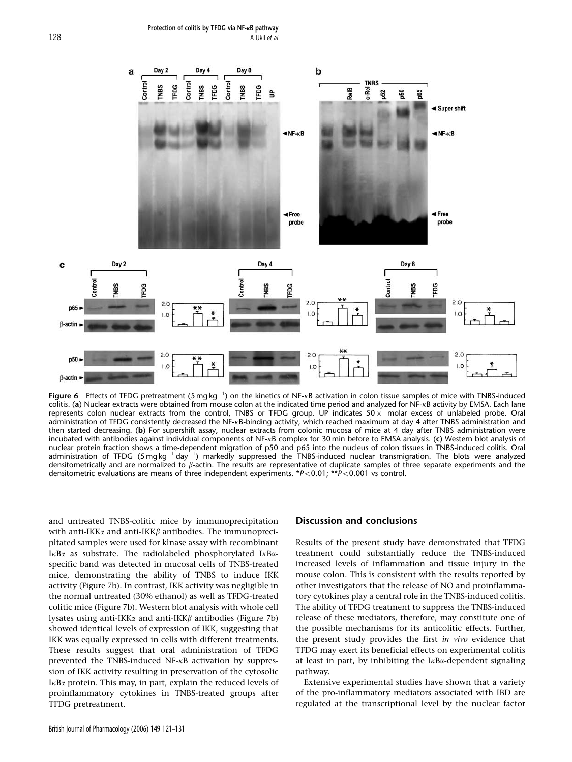**Figure 6** Effects of TFDG pretreatment (5 mg kg$^{-1}$) on the kinetics of NF-κB activation in colon tissue samples of mice with TNBS-induced colitis. (**a**) Nuclear extracts were obtained from mouse colon at the indicated time period and analyzed for NF-κB activity by EMSA. Each lane represents colon nuclear extracts from the control, TNBS or TFDG group. UP indicates 50× molar excess of unlabeled probe. Oral administration of TFDG consistently decreased the NF-κB-binding activity, which reached maximum at day 4 after TNBS administration and then started decreasing. (**b**) For supershift assay, nuclear extracts from colonic mucosa of mice at 4 day after TNBS administration were incubated with antibodies against individual components of NF-κB complex for 30 min before to EMSA analysis. (**c**) Western blot analysis of nuclear protein fraction shows a time-dependent migration of p50 and p65 into the nucleus of colon tissues in TNBS-induced colitis. Oral administration of TFDG (5 mg kg$^{-1}$ day$^{-1}$) markedly suppressed the TNBS-induced nuclear transmigration. The blots were analyzed densitometrically and are normalized to β-actin. The results are representative of duplicate samples of three separate experiments and the densitometric evaluations are means of three independent experiments. *$P<0.01$; **$P<0.001$ vs control.

and untreated TNBS-colitic mice by immunoprecipitation with anti-IKKα and anti-IKKβ antibodies. The immunoprecipitated samples were used for kinase assay with recombinant IκBα as substrate. The radiolabeled phosphorylated IκBα-specific band was detected in mucosal cells of TNBS-treated mice, demonstrating the ability of TNBS to induce IKK activity (Figure 7b). In contrast, IKK activity was negligible in the normal untreated (30% ethanol) as well as TFDG-treated colitic mice (Figure 7b). Western blot analysis with whole cell lysates using anti-IKKα and anti-IKKβ antibodies (Figure 7b) showed identical levels of expression of IKK, suggesting that IKK was equally expressed in cells with different treatments. These results suggest that oral administration of TFDG prevented the TNBS-induced NF-κB activation by suppression of IKK activity resulting in preservation of the cytosolic IκBα protein. This may, in part, explain the reduced levels of proinflammatory cytokines in TNBS-treated groups after TFDG pretreatment.

## Discussion and conclusions

Results of the present study have demonstrated that TFDG treatment could substantially reduce the TNBS-induced increased levels of inflammation and tissue injury in the mouse colon. This is consistent with the results reported by other investigators that the release of NO and proinflammatory cytokines play a central role in the TNBS-induced colitis. The ability of TFDG treatment to suppress the TNBS-induced release of these mediators, therefore, may constitute one of the possible mechanisms for its anticolitic effects. Further, the present study provides the first *in vivo* evidence that TFDG may exert its beneficial effects on experimental colitis at least in part, by inhibiting the IκBα-dependent signaling pathway.

Extensive experimental studies have shown that a variety of the pro-inflammatory mediators associated with IBD are regulated at the transcriptional level by the nuclear factor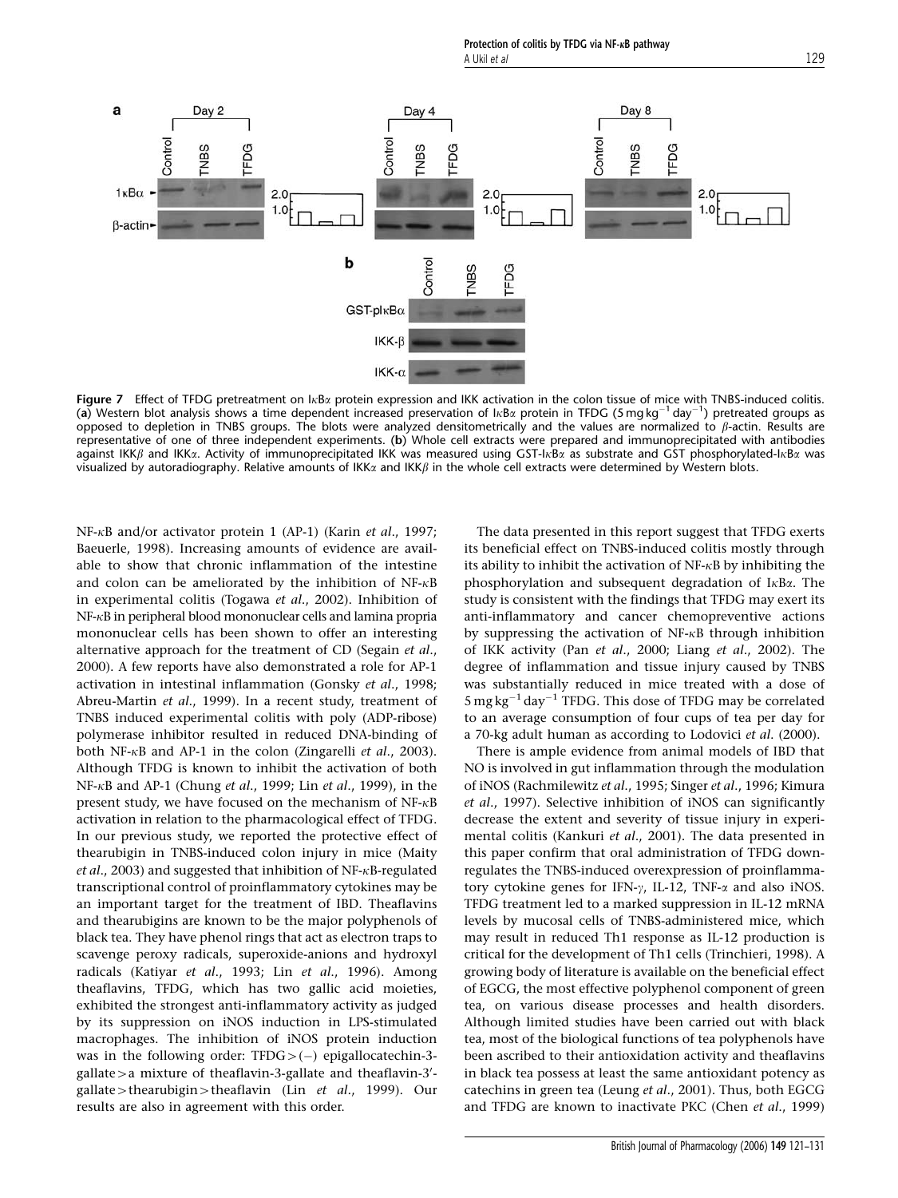**Figure 7** Effect of TFDG pretreatment on IκBα protein expression and IKK activation in the colon tissue of mice with TNBS-induced colitis. (**a**) Western blot analysis shows a time dependent increased preservation of IκBα protein in TFDG (5 mg kg$^{-1}$ day$^{-1}$) pretreated groups as opposed to depletion in TNBS groups. The blots were analyzed densitometrically and the values are normalized to β-actin. Results are representative of one of three independent experiments. (**b**) Whole cell extracts were prepared and immunoprecipitated with antibodies against IKKβ and IKKα. Activity of immunoprecipitated IKK was measured using GST-IκBα as substrate and GST phosphorylated-IκBα was visualized by autoradiography. Relative amounts of IKKα and IKKβ in the whole cell extracts were determined by Western blots.

NF-κB and/or activator protein 1 (AP-1) (Karin *et al*., 1997; Baeuerle, 1998). Increasing amounts of evidence are available to show that chronic inflammation of the intestine and colon can be ameliorated by the inhibition of NF-κB in experimental colitis (Togawa *et al*., 2002). Inhibition of NF-κB in peripheral blood mononuclear cells and lamina propria mononuclear cells has been shown to offer an interesting alternative approach for the treatment of CD (Segain *et al*., 2000). A few reports have also demonstrated a role for AP-1 activation in intestinal inflammation (Gonsky *et al*., 1998; Abreu-Martin *et al*., 1999). In a recent study, treatment of TNBS induced experimental colitis with poly (ADP-ribose) polymerase inhibitor resulted in reduced DNA-binding of both NF-κB and AP-1 in the colon (Zingarelli *et al*., 2003). Although TFDG is known to inhibit the activation of both NF-κB and AP-1 (Chung *et al*., 1999; Lin *et al*., 1999), in the present study, we have focused on the mechanism of NF-κB activation in relation to the pharmacological effect of TFDG. In our previous study, we reported the protective effect of thearubigin in TNBS-induced colon injury in mice (Maity *et al*., 2003) and suggested that inhibition of NF-κB-regulated transcriptional control of proinflammatory cytokines may be an important target for the treatment of IBD. Theaflavins and thearubigins are known to be the major polyphenols of black tea. They have phenol rings that act as electron traps to scavenge peroxy radicals, superoxide-anions and hydroxyl radicals (Katiyar *et al*., 1993; Lin *et al*., 1996). Among theaflavins, TFDG, which has two gallic acid moieties, exhibited the strongest anti-inflammatory activity as judged by its suppression on iNOS induction in LPS-stimulated macrophages. The inhibition of iNOS protein induction was in the following order: TFDG > (−) epigallocatechin-3-gallate > a mixture of theaflavin-3-gallate and theaflavin-3′-gallate > thearubigin > theaflavin (Lin *et al*., 1999). Our results are also in agreement with this order.

The data presented in this report suggest that TFDG exerts its beneficial effect on TNBS-induced colitis mostly through its ability to inhibit the activation of NF-κB by inhibiting the phosphorylation and subsequent degradation of IκBα. The study is consistent with the findings that TFDG may exert its anti-inflammatory and cancer chemopreventive actions by suppressing the activation of NF-κB through inhibition of IKK activity (Pan *et al*., 2000; Liang *et al*., 2002). The degree of inflammation and tissue injury caused by TNBS was substantially reduced in mice treated with a dose of 5 mg kg$^{-1}$ day$^{-1}$ TFDG. This dose of TFDG may be correlated to an average consumption of four cups of tea per day for a 70-kg adult human as according to Lodovici *et al*. (2000).

There is ample evidence from animal models of IBD that NO is involved in gut inflammation through the modulation of iNOS (Rachmilewitz *et al*., 1995; Singer *et al*., 1996; Kimura *et al*., 1997). Selective inhibition of iNOS can significantly decrease the extent and severity of tissue injury in experimental colitis (Kankuri *et al*., 2001). The data presented in this paper confirm that oral administration of TFDG downregulates the TNBS-induced overexpression of proinflammatory cytokine genes for IFN-γ, IL-12, TNF-α and also iNOS. TFDG treatment led to a marked suppression in IL-12 mRNA levels by mucosal cells of TNBS-administered mice, which may result in reduced Th1 response as IL-12 production is critical for the development of Th1 cells (Trinchieri, 1998). A growing body of literature is available on the beneficial effect of EGCG, the most effective polyphenol component of green tea, on various disease processes and health disorders. Although limited studies have been carried out with black tea, most of the biological functions of tea polyphenols have been ascribed to their antioxidation activity and theaflavins in black tea possess at least the same antioxidant potency as catechins in green tea (Leung *et al*., 2001). Thus, both EGCG and TFDG are known to inactivate PKC (Chen *et al*., 1999)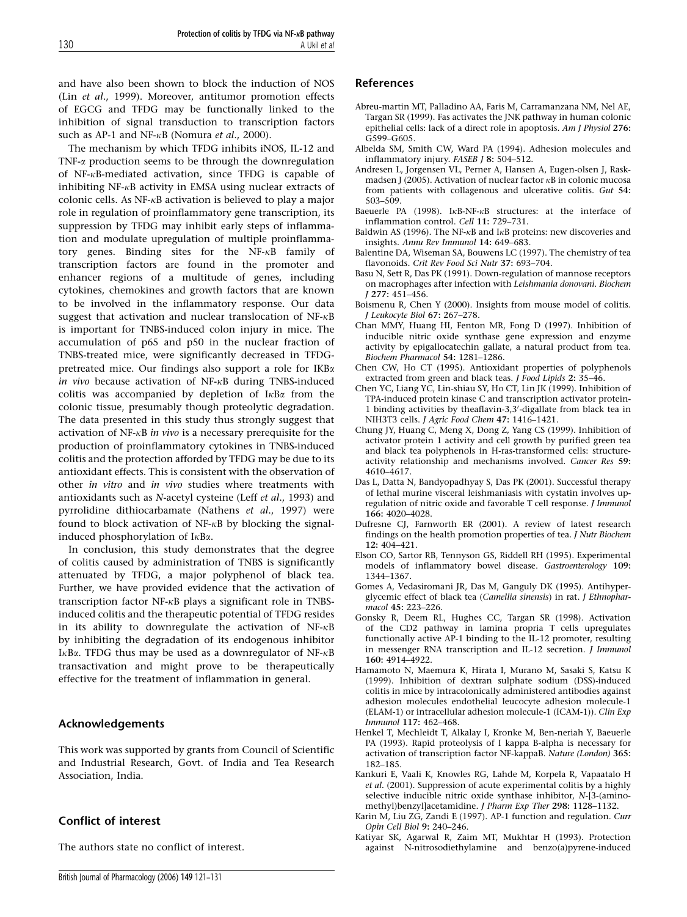and have also been shown to block the induction of NOS (Lin *et al*., 1999). Moreover, antitumor promotion effects of EGCG and TFDG may be functionally linked to the inhibition of signal transduction to transcription factors such as AP-1 and NF-κB (Nomura *et al*., 2000).

The mechanism by which TFDG inhibits iNOS, IL-12 and TNF-α production seems to be through the downregulation of NF-κB-mediated activation, since TFDG is capable of inhibiting NF-κB activity in EMSA using nuclear extracts of colonic cells. As NF-κB activation is believed to play a major role in regulation of proinflammatory gene transcription, its suppression by TFDG may inhibit early steps of inflammation and modulate upregulation of multiple proinflammatory genes. Binding sites for the NF-κB family of transcription factors are found in the promoter and enhancer regions of a multitude of genes, including cytokines, chemokines and growth factors that are known to be involved in the inflammatory response. Our data suggest that activation and nuclear translocation of NF-κB is important for TNBS-induced colon injury in mice. The accumulation of p65 and p50 in the nuclear fraction of TNBS-treated mice, were significantly decreased in TFDG-pretreated mice. Our findings also support a role for IKBα *in vivo* because activation of NF-κB during TNBS-induced colitis was accompanied by depletion of IκBα from the colonic tissue, presumably though proteolytic degradation. The data presented in this study thus strongly suggest that activation of NF-κB *in vivo* is a necessary prerequisite for the production of proinflammatory cytokines in TNBS-induced colitis and the protection afforded by TFDG may be due to its antioxidant effects. This is consistent with the observation of other *in vitro* and *in vivo* studies where treatments with antioxidants such as *N*-acetyl cysteine (Leff *et al*., 1993) and pyrrolidine dithiocarbamate (Nathens *et al*., 1997) were found to block activation of NF-κB by blocking the signal-induced phosphorylation of IκBα.

In conclusion, this study demonstrates that the degree of colitis caused by administration of TNBS is significantly attenuated by TFDG, a major polyphenol of black tea. Further, we have provided evidence that the activation of transcription factor NF-κB plays a significant role in TNBS-induced colitis and the therapeutic potential of TFDG resides in its ability to downregulate the activation of NF-κB by inhibiting the degradation of its endogenous inhibitor IκBα. TFDG thus may be used as a downregulator of NF-κB transactivation and might prove to be therapeutically effective for the treatment of inflammation in general.

## Acknowledgements

This work was supported by grants from Council of Scientific and Industrial Research, Govt. of India and Tea Research Association, India.

## Conflict of interest

The authors state no conflict of interest.

## References

Abreu-martin MT, Palladino AA, Faris M, Carramanzana NM, Nel AE, Targan SR (1999). Fas activates the JNK pathway in human colonic epithelial cells: lack of a direct role in apoptosis. *Am J Physiol* **276:** G599–G605.

Albelda SM, Smith CW, Ward PA (1994). Adhesion molecules and inflammatory injury. *FASEB J* **8:** 504–512.

Andresen L, Jorgensen VL, Perner A, Hansen A, Eugen-olsen J, Rask-madsen J (2005). Activation of nuclear factor κB in colonic mucosa from patients with collagenous and ulcerative colitis. *Gut* **54:** 503–509.

Baeuerle PA (1998). IκB-NF-κB structures: at the interface of inflammation control. *Cell* **11:** 729–731.

Baldwin AS (1996). The NF-κB and IκB proteins: new discoveries and insights. *Annu Rev Immunol* **14:** 649–683.

Balentine DA, Wiseman SA, Bouwens LC (1997). The chemistry of tea flavonoids. *Crit Rev Food Sci Nutr* **37:** 693–704.

Basu N, Sett R, Das PK (1991). Down-regulation of mannose receptors on macrophages after infection with *Leishmania donovani*. *Biochem J* **277:** 451–456.

Boismenu R, Chen Y (2000). Insights from mouse model of colitis. *J Leukocyte Biol* **67:** 267–278.

Chan MMY, Huang HI, Fenton MR, Fong D (1997). Inhibition of inducible nitric oxide synthase gene expression and enzyme activity by epigallocatechin gallate, a natural product from tea. *Biochem Pharmacol* **54:** 1281–1286.

Chen CW, Ho CT (1995). Antioxidant properties of polyphenols extracted from green and black teas. *J Food Lipids* **2:** 35–46.

Chen YC, Liang YC, Lin-shiau SY, Ho CT, Lin JK (1999). Inhibition of TPA-induced protein kinase C and transcription activator protein-1 binding activities by theaflavin-3,3′-digallate from black tea in NIH3T3 cells. *J Agric Food Chem* **47:** 1416–1421.

Chung JY, Huang C, Meng X, Dong Z, Yang CS (1999). Inhibition of activator protein 1 activity and cell growth by purified green tea and black tea polyphenols in H-ras-transformed cells: structure-activity relationship and mechanisms involved. *Cancer Res* **59:** 4610–4617.

Das L, Datta N, Bandyopadhyay S, Das PK (2001). Successful therapy of lethal murine visceral leishmaniasis with cystatin involves up-regulation of nitric oxide and favorable T cell response. *J Immunol* **166:** 4020–4028.

Dufresne CJ, Farnworth ER (2001). A review of latest research findings on the health promotion properties of tea. *J Nutr Biochem* **12:** 404–421.

Elson CO, Sartor RB, Tennyson GS, Riddell RH (1995). Experimental models of inflammatory bowel disease. *Gastroenterology* **109:** 1344–1367.

Gomes A, Vedasiromani JR, Das M, Ganguly DK (1995). Antihyperglycemic effect of black tea (*Camellia sinensis*) in rat. *J Ethnopharmacol* **45:** 223–226.

Gonsky R, Deem RL, Hughes CC, Targan SR (1998). Activation of the CD2 pathway in lamina propria T cells upregulates functionally active AP-1 binding to the IL-12 promoter, resulting in messenger RNA transcription and IL-12 secretion. *J Immunol* **160:** 4914–4922.

Hamamoto N, Maemura K, Hirata I, Murano M, Sasaki S, Katsu K (1999). Inhibition of dextran sulphate sodium (DSS)-induced colitis in mice by intracolonically administered antibodies against adhesion molecules endothelial leucocyte adhesion molecule-1 (ELAM-1) or intracellular adhesion molecule-1 (ICAM-1)). *Clin Exp Immunol* **117:** 462–468.

Henkel T, Mechleidt T, Alkalay I, Kronke M, Ben-neriah Y, Baeuerle PA (1993). Rapid proteolysis of I kappa B-alpha is necessary for activation of transcription factor NF-kappaB. *Nature (London)* **365:** 182–185.

Kankuri E, Vaali K, Knowles RG, Lahde M, Korpela R, Vapaatalo H *et al*. (2001). Suppression of acute experimental colitis by a highly selective inducible nitric oxide synthase inhibitor, *N*-[3-(aminomethyl)benzyl]acetamidine. *J Pharm Exp Ther* **298:** 1128–1132.

Karin M, Liu ZG, Zandi E (1997). AP-1 function and regulation. *Curr Opin Cell Biol* **9:** 240–246.

Katiyar SK, Agarwal R, Zaim MT, Mukhtar H (1993). Protection against N-nitrosodiethylamine and benzo(a)pyrene-induced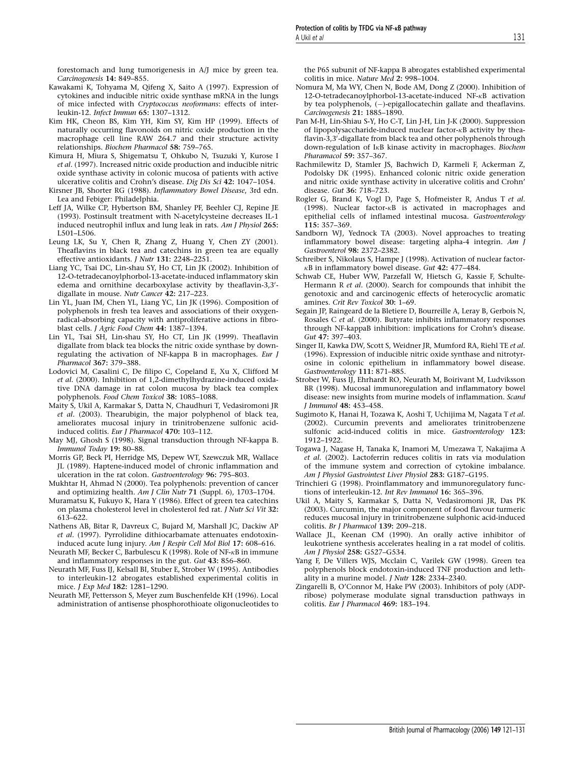forestomach and lung tumorigenesis in A/J mice by green tea. *Carcinogenesis* **14:** 849–855.

Kawakami K, Tohyama M, Qifeng X, Saito A (1997). Expression of cytokines and inducible nitric oxide synthase mRNA in the lungs of mice infected with *Cryptococcus neoformans*: effects of interleukin-12. *Infect Immun* **65:** 1307–1312.

Kim HK, Cheon BS, Kim YH, Kim SY, Kim HP (1999). Effects of naturally occurring flavonoids on nitric oxide production in the macrophage cell line RAW 264.7 and their structure activity relationships. *Biochem Pharmacol* **58:** 759–765.

Kimura H, Miura S, Shigematsu T, Ohkubo N, Tsuzuki Y, Kurose I *et al*. (1997). Increased nitric oxide production and inducible nitric oxide synthase activity in colonic mucosa of patients with active ulcerative colitis and Crohn's disease. *Dig Dis Sci* **42:** 1047–1054.

Kirsner JB, Shorter RG (1988). *Inflammatory Bowel Disease*, 3rd edn. Lea and Febiger: Philadelphia.

Leff JA, Wilke CP, Hybertson BM, Shanley PF, Beehler CJ, Repine JE (1993). Postinsult treatment with N-acetylcysteine decreases IL-1 induced neutrophil influx and lung leak in rats. *Am J Physiol* **265:** L501–L506.

Leung LK, Su Y, Chen R, Zhang Z, Huang Y, Chen ZY (2001). Theaflavins in black tea and catechins in green tea are equally effective antioxidants. *J Nutr* **131:** 2248–2251.

Liang YC, Tsai DC, Lin-shau SY, Ho CT, Lin JK (2002). Inhibition of 12-O-tetradecanoylphorbol-13-acetate-induced inflammatory skin edema and ornithine decarboxylase activity by theaflavin-3,3′-digallate in mouse. *Nutr Cancer* **42:** 217–223.

Lin YL, Juan IM, Chen YL, Liang YC, Lin JK (1996). Composition of polyphenols in fresh tea leaves and associations of their oxygen-radical-absorbing capacity with antiproliferative actions in fibroblast cells. *J Agric Food Chem* **44:** 1387–1394.

Lin YL, Tsai SH, Lin-shau SY, Ho CT, Lin JK (1999). Theaflavin digallate from black tea blocks the nitric oxide synthase by downregulating the activation of NF-kappa B in macrophages. *Eur J Pharmacol* **367:** 379–388.

Lodovici M, Casalini C, De filipo C, Copeland E, Xu X, Clifford M *et al*. (2000). Inhibition of 1,2-dimethylhydrazine-induced oxidative DNA damage in rat colon mucosa by black tea complex polyphenols. *Food Chem Toxicol* **38:** 1085–1088.

Maity S, Ukil A, Karmakar S, Datta N, Chaudhuri T, Vedasiromoni JR *et al*. (2003). Thearubigin, the major polyphenol of black tea, ameliorates mucosal injury in trinitrobenzene sulfonic acid-induced colitis. *Eur J Pharmacol* **470:** 103–112.

May MJ, Ghosh S (1998). Signal transduction through NF-kappa B. *Immunol Today* **19:** 80–88.

Morris GP, Beck PI, Herridge MS, Depew WT, Szewczuk MR, Wallace JL (1989). Haptene-induced model of chronic inflammation and ulceration in the rat colon. *Gastroenterology* **96:** 795–803.

Mukhtar H, Ahmad N (2000). Tea polyphenols: prevention of cancer and optimizing health. *Am J Clin Nutr* **71** (Suppl. 6), 1703–1704.

Muramatsu K, Fukuyo K, Hara Y (1986). Effect of green tea catechins on plasma cholesterol level in cholesterol fed rat. *J Nutr Sci Vit* **32:** 613–622.

Nathens AB, Bitar R, Davreux C, Bujard M, Marshall JC, Dackiw AP *et al*. (1997). Pyrrolidine dithiocarbamate attenuates endotoxin-induced acute lung injury. *Am J Respir Cell Mol Biol* **17:** 608–616.

Neurath MF, Becker C, Barbulescu K (1998). Role of NF-κB in immune and inflammatory responses in the gut. *Gut* **43:** 856–860.

Neurath MF, Fuss IJ, Kelsall BI, Stuber E, Strober W (1995). Antibodies to interleukin-12 abrogates established experimental colitis in mice. *J Exp Med* **182:** 1281–1290.

Neurath MF, Pettersson S, Meyer zum Buschenfelde KH (1996). Local administration of antisense phosphorothioate oligonucleotides to the P65 subunit of NF-kappa B abrogates established experimental colitis in mice. *Nature Med* **2:** 998–1004.

Nomura M, Ma WY, Chen N, Bode AM, Dong Z (2000). Inhibition of 12-O-tetradecanoylphorbol-13-acetate-induced NF-κB activation by tea polyphenols, (−)-epigallocatechin gallate and theaflavins. *Carcinogenesis* **21:** 1885–1890.

Pan M-H, Lin-Shiau S-Y, Ho C-T, Lin J-H, Lin J-K (2000). Suppression of lipopolysaccharide-induced nuclear factor-κB activity by theaflavin-3,3′-digallate from black tea and other polyphenols through down-regulation of IκB kinase activity in macrophages. *Biochem Pharamacol* **59:** 357–367.

Rachmilewitz D, Stamler JS, Bachwich D, Karmeli F, Ackerman Z, Podolsky DK (1995). Enhanced colonic nitric oxide generation and nitric oxide synthase activity in ulcerative colitis and Crohn' disease. *Gut* **36:** 718–723.

Rogler G, Brand K, Vogl D, Page S, Hofmeister R, Andus T *et al*. (1998). Nuclear factor-κB is activated in macrophages and epithelial cells of inflamed intestinal mucosa. *Gastroenterology* **115:** 357–369.

Sandborn WJ, Yednock TA (2003). Novel approaches to treating inflammatory bowel disease: targeting alpha-4 integrin. *Am J Gastroenterol* **98:** 2372–2382.

Schreiber S, Nikolaus S, Hampe J (1998). Activation of nuclear factor-κB in inflammatory bowel disease. *Gut* **42:** 477–484.

Schwab CE, Huber WW, Parzefall W, Hietsch G, Kassie F, Schulte-Hermann R *et al*. (2000). Search for compounds that inhibit the genotoxic and and carcinogenic effects of heterocyclic aromatic amines. *Crit Rev Toxicol* **30:** 1–69.

Segain JP, Raingeard de la Bletiere D, Bourreille A, Leray B, Gerbois N, Rosales C *et al*. (2000). Butyrate inhibits inflammatory responses through NF-kappaB inhibition: implications for Crohn's disease. *Gut* **47:** 397–403.

Singer II, Kawka DW, Scott S, Weidner JR, Mumford RA, Riehl TE *et al*. (1996). Expression of inducible nitric oxide synthase and nitrotyrosine in colonic epithelium in inflammatory bowel disease. *Gastroenterology* **111:** 871–885.

Strober W, Fuss IJ, Ehrhardt RO, Neurath M, Boirivant M, Ludviksson BR (1998). Mucosal immunoregulation and inflammatory bowel disease: new insights from murine models of inflammation. *Scand J Immunol* **48:** 453–458.

Sugimoto K, Hanai H, Tozawa K, Aoshi T, Uchijima M, Nagata T *et al*. (2002). Curcumin prevents and ameliorates trinitrobenzene sulfonic acid-induced colitis in mice. *Gastroenterology* **123:** 1912–1922.

Togawa J, Nagase H, Tanaka K, Inamori M, Umezawa T, Nakajima A *et al*. (2002). Lactoferrin reduces colitis in rats via modulation of the immune system and correction of cytokine imbalance. *Am J Physiol Gastrointest Liver Physiol* **283:** G187–G195.

Trinchieri G (1998). Proinflammatory and immunoregulatory functions of interleukin-12. *Int Rev Immunol* **16:** 365–396.

Ukil A, Maity S, Karmakar S, Datta N, Vedasiromoni JR, Das PK (2003). Curcumin, the major component of food flavour turmeric reduces mucosal injury in trinitrobenzene sulphonic acid-induced colitis. *Br J Pharmacol* **139:** 209–218.

Wallace JL, Keenan CM (1990). An orally active inhibitor of leukotriene synthesis accelerates healing in a rat model of colitis. *Am J Physiol* **258:** G527–G534.

Yang F, De Villers WJS, Mcclain C, Varilek GW (1998). Green tea polyphenols block endotoxin-induced TNF production and lethality in a murine model. *J Nutr* **128:** 2334–2340.

Zingarelli B, O'Connor M, Hake PW (2003). Inhibitors of poly (ADP-ribose) polymerase modulate signal transduction pathways in colitis. *Eur J Pharmacol* **469:** 183–194.